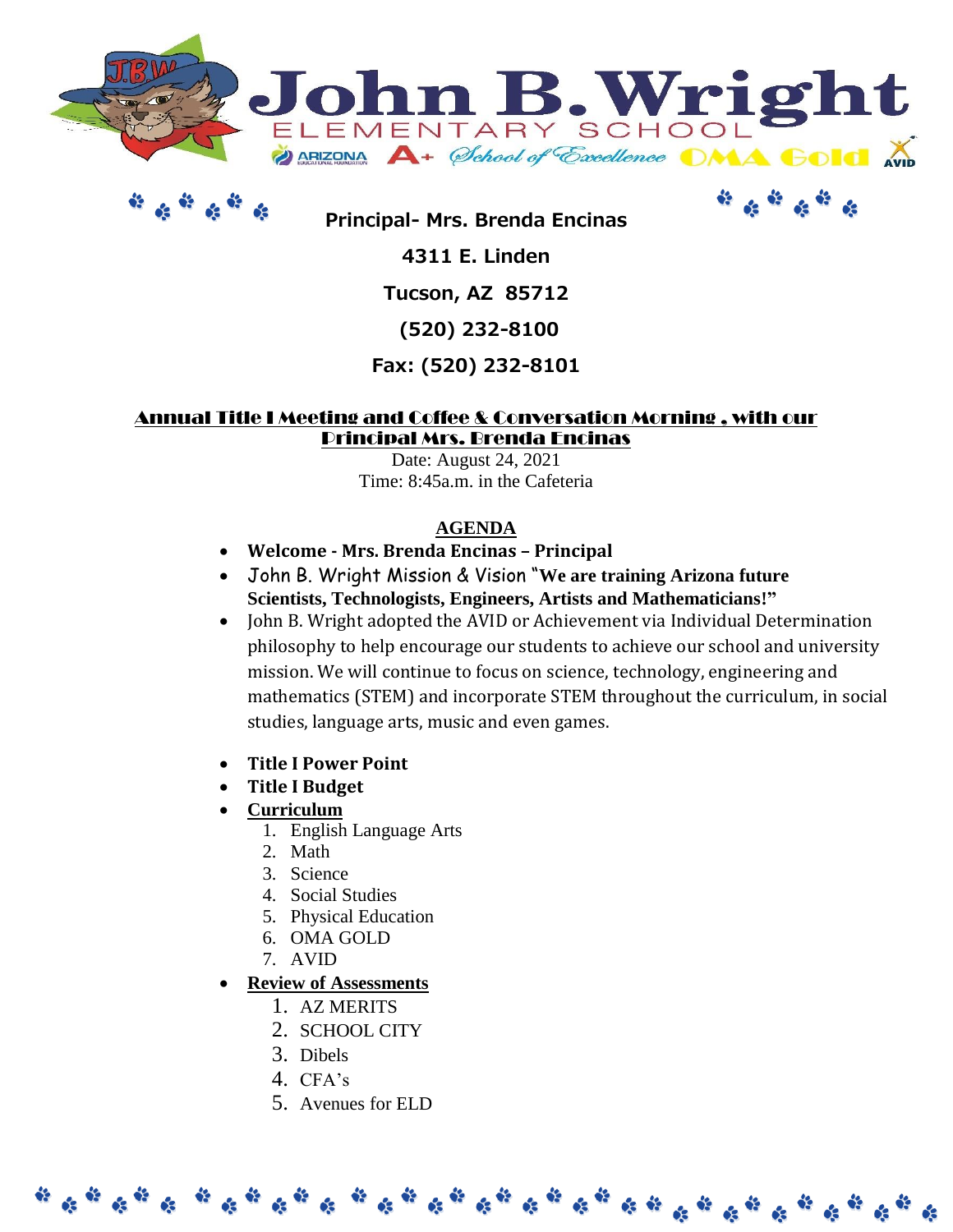# John B. Wright

ELEMENTARY SCHOOL

ARIZONA EDUCATIONAL FOUNDATION A+ School of Excellence OMA Gold AVID

**Principal- Mrs. Brenda Encinas**

**4311 E. Linden**

**Tucson, AZ 85712**

**(520) 232-8100**

**Fax: (520) 232-8101**

## Annual Title I Meeting and Coffee & Conversation Morning , with our Principal Mrs. Brenda Encinas

Date: August 24, 2021

Time: 8:45a.m. in the Cafeteria

**AGENDA**

- **Welcome - Mrs. Brenda Encinas – Principal**
- John B. Wright Mission & Vision "**We are training Arizona future Scientists, Technologists, Engineers, Artists and Mathematicians!"**
- John B. Wright adopted the AVID or Achievement via Individual Determination philosophy to help encourage our students to achieve our school and university mission. We will continue to focus on science, technology, engineering and mathematics (STEM) and incorporate STEM throughout the curriculum, in social studies, language arts, music and even games.

- **Title I Power Point**
- **Title I Budget**
- **Curriculum**
  1. English Language Arts
  2. Math
  3. Science
  4. Social Studies
  5. Physical Education
  6. OMA GOLD
  7. AVID
- **Review of Assessments**
  1. AZ MERITS
  2. SCHOOL CITY
  3. Dibels
  4. CFA's
  5. Avenues for ELD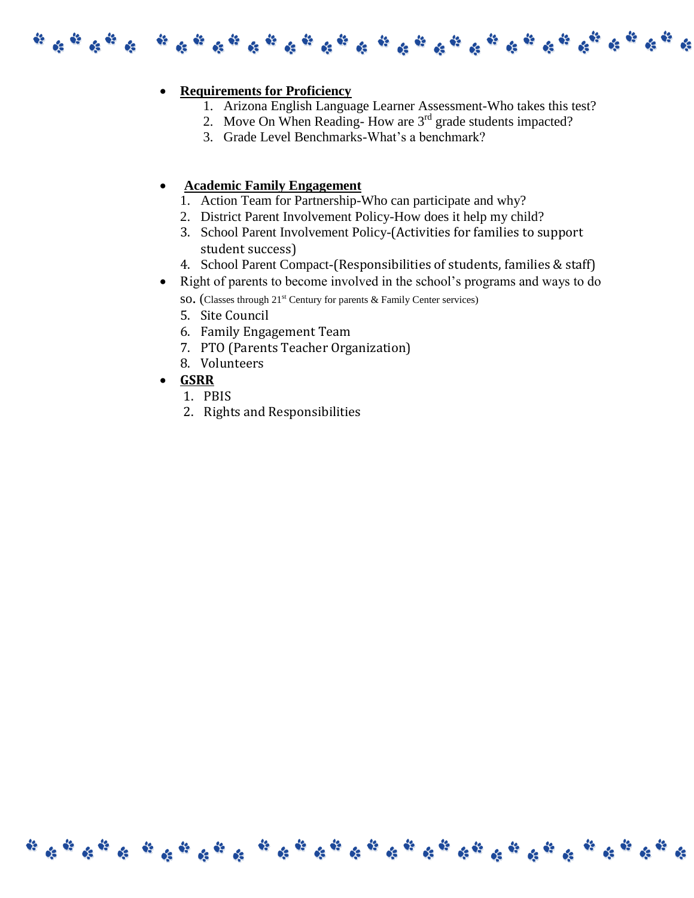- **Requirements for Proficiency**
    1. Arizona English Language Learner Assessment-Who takes this test?
    2. Move On When Reading- How are 3rd grade students impacted?
    3. Grade Level Benchmarks-What's a benchmark?

- **Academic Family Engagement**
    1. Action Team for Partnership-Who can participate and why?
    2. District Parent Involvement Policy-How does it help my child?
    3. School Parent Involvement Policy-(Activities for families to support student success)
    4. School Parent Compact-(Responsibilities of students, families & staff)
- Right of parents to become involved in the school's programs and ways to do so. (Classes through 21st Century for parents & Family Center services)
    5. Site Council
    6. Family Engagement Team
    7. PTO (Parents Teacher Organization)
    8. Volunteers
- **GSRR**
    1. PBIS
    2. Rights and Responsibilities